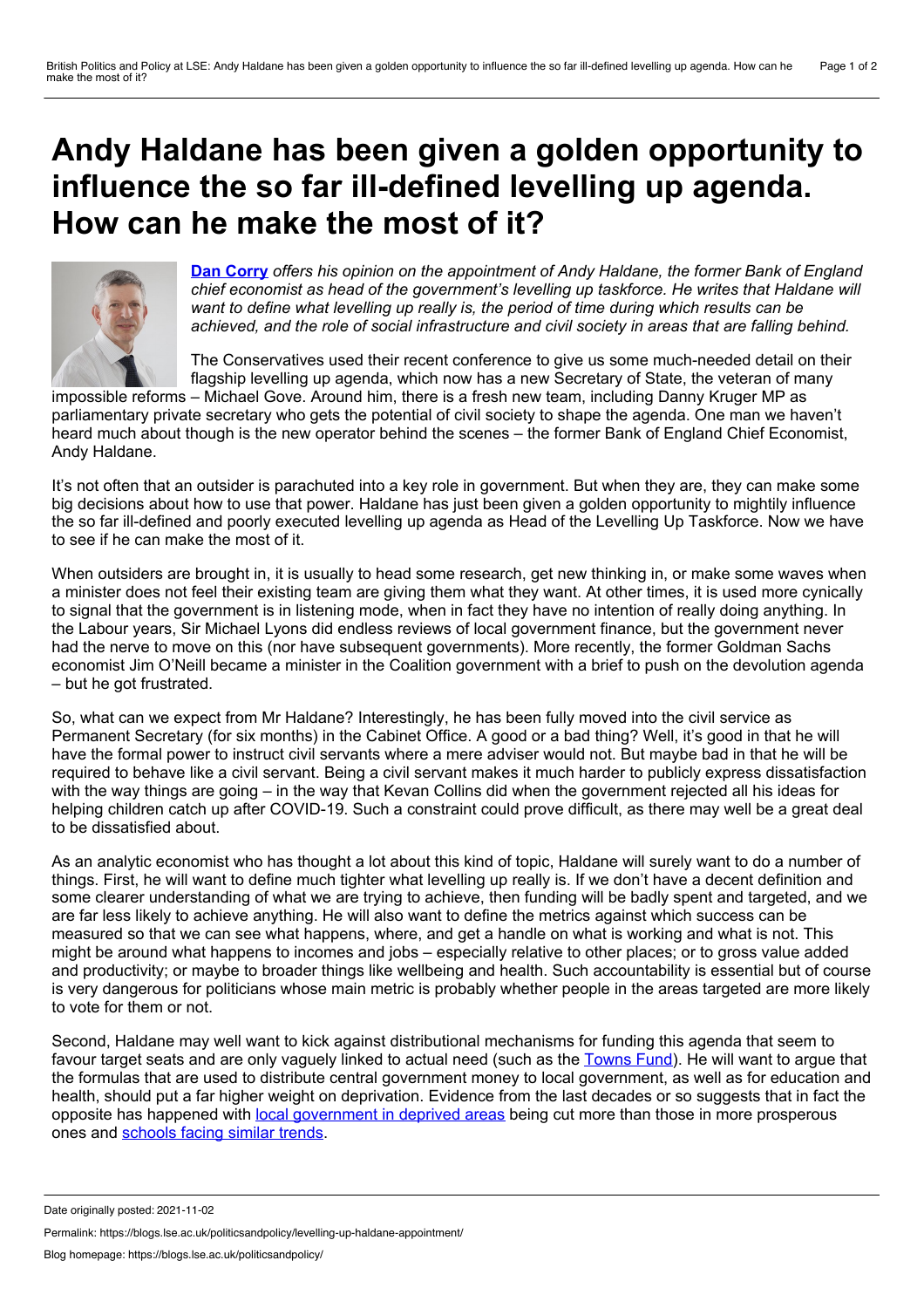# Andy Haldane has been given a golden opportunity to influence the so far ill-defined levelling up agenda. How can he make the most of it?

**[Dan Corry](#)** *offers his opinion on the appointment of Andy Haldane, the former Bank of England chief economist as head of the government's levelling up taskforce. He writes that Haldane will want to define what levelling up really is, the period of time during which results can be achieved, and the role of social infrastructure and civil society in areas that are falling behind.*

The Conservatives used their recent conference to give us some much-needed detail on their flagship levelling up agenda, which now has a new Secretary of State, the veteran of many impossible reforms – Michael Gove. Around him, there is a fresh new team, including Danny Kruger MP as parliamentary private secretary who gets the potential of civil society to shape the agenda. One man we haven't heard much about though is the new operator behind the scenes – the former Bank of England Chief Economist, Andy Haldane.

It's not often that an outsider is parachuted into a key role in government. But when they are, they can make some big decisions about how to use that power. Haldane has just been given a golden opportunity to mightily influence the so far ill-defined and poorly executed levelling up agenda as Head of the Levelling Up Taskforce. Now we have to see if he can make the most of it.

When outsiders are brought in, it is usually to head some research, get new thinking in, or make some waves when a minister does not feel their existing team are giving them what they want. At other times, it is used more cynically to signal that the government is in listening mode, when in fact they have no intention of really doing anything. In the Labour years, Sir Michael Lyons did endless reviews of local government finance, but the government never had the nerve to move on this (nor have subsequent governments). More recently, the former Goldman Sachs economist Jim O'Neill became a minister in the Coalition government with a brief to push on the devolution agenda – but he got frustrated.

So, what can we expect from Mr Haldane? Interestingly, he has been fully moved into the civil service as Permanent Secretary (for six months) in the Cabinet Office. A good or a bad thing? Well, it's good in that he will have the formal power to instruct civil servants where a mere adviser would not. But maybe bad in that he will be required to behave like a civil servant. Being a civil servant makes it much harder to publicly express dissatisfaction with the way things are going – in the way that Kevan Collins did when the government rejected all his ideas for helping children catch up after COVID-19. Such a constraint could prove difficult, as there may well be a great deal to be dissatisfied about.

As an analytic economist who has thought a lot about this kind of topic, Haldane will surely want to do a number of things. First, he will want to define much tighter what levelling up really is. If we don't have a decent definition and some clearer understanding of what we are trying to achieve, then funding will be badly spent and targeted, and we are far less likely to achieve anything. He will also want to define the metrics against which success can be measured so that we can see what happens, where, and get a handle on what is working and what is not. This might be around what happens to incomes and jobs – especially relative to other places; or to gross value added and productivity; or maybe to broader things like wellbeing and health. Such accountability is essential but of course is very dangerous for politicians whose main metric is probably whether people in the areas targeted are more likely to vote for them or not.

Second, Haldane may well want to kick against distributional mechanisms for funding this agenda that seem to favour target seats and are only vaguely linked to actual need (such as the [Towns Fund](#)). He will want to argue that the formulas that are used to distribute central government money to local government, as well as for education and health, should put a far higher weight on deprivation. Evidence from the last decades or so suggests that in fact the opposite has happened with [local government in deprived areas](#) being cut more than those in more prosperous ones and [schools facing similar trends](#).

Date originally posted: 2021-11-02

Permalink: https://blogs.lse.ac.uk/politicsandpolicy/levelling-up-haldane-appointment/

Blog homepage: https://blogs.lse.ac.uk/politicsandpolicy/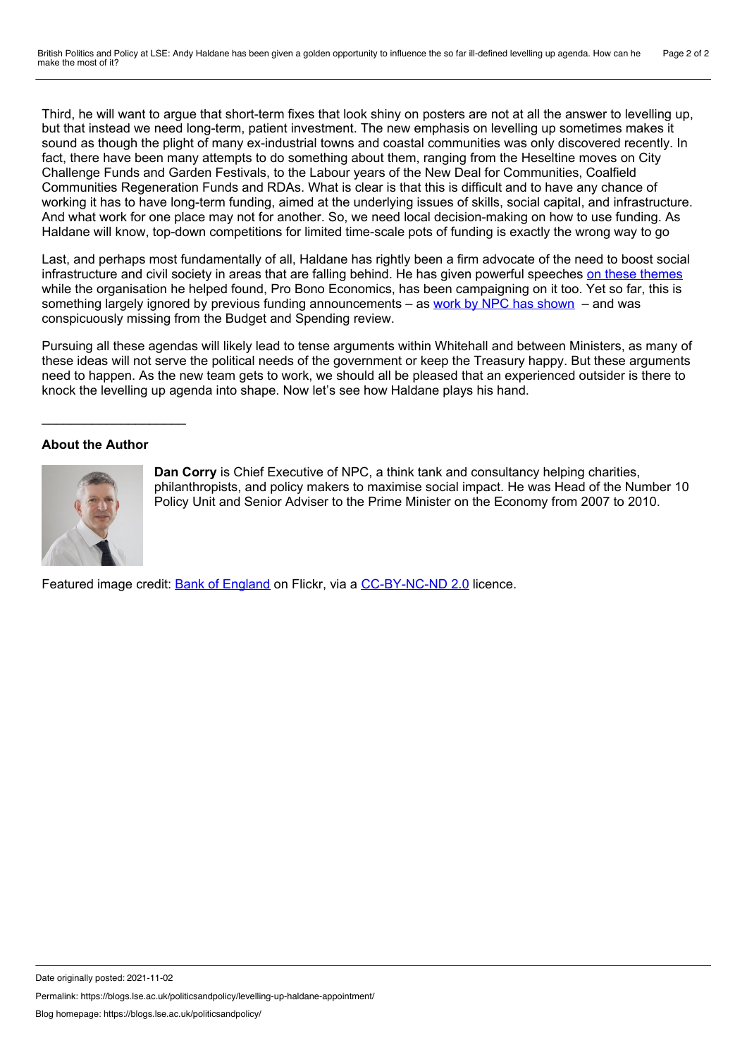Third, he will want to argue that short-term fixes that look shiny on posters are not at all the answer to levelling up, but that instead we need long-term, patient investment. The new emphasis on levelling up sometimes makes it sound as though the plight of many ex-industrial towns and coastal communities was only discovered recently. In fact, there have been many attempts to do something about them, ranging from the Heseltine moves on City Challenge Funds and Garden Festivals, to the Labour years of the New Deal for Communities, Coalfield Communities Regeneration Funds and RDAs. What is clear is that this is difficult and to have any chance of working it has to have long-term funding, aimed at the underlying issues of skills, social capital, and infrastructure. And what work for one place may not for another. So, we need local decision-making on how to use funding. As Haldane will know, top-down competitions for limited time-scale pots of funding is exactly the wrong way to go

Last, and perhaps most fundamentally of all, Haldane has rightly been a firm advocate of the need to boost social infrastructure and civil society in areas that are falling behind. He has given powerful speeches on these themes while the organisation he helped found, Pro Bono Economics, has been campaigning on it too. Yet so far, this is something largely ignored by previous funding announcements – as work by NPC has shown – and was conspicuously missing from the Budget and Spending review.

Pursuing all these agendas will likely lead to tense arguments within Whitehall and between Ministers, as many of these ideas will not serve the political needs of the government or keep the Treasury happy. But these arguments need to happen. As the new team gets to work, we should all be pleased that an experienced outsider is there to knock the levelling up agenda into shape. Now let's see how Haldane plays his hand.

____________________

**About the Author**

**Dan Corry** is Chief Executive of NPC, a think tank and consultancy helping charities, philanthropists, and policy makers to maximise social impact. He was Head of the Number 10 Policy Unit and Senior Adviser to the Prime Minister on the Economy from 2007 to 2010.

Featured image credit: Bank of England on Flickr, via a CC-BY-NC-ND 2.0 licence.

Date originally posted: 2021-11-02

Permalink: https://blogs.lse.ac.uk/politicsandpolicy/levelling-up-haldane-appointment/

Blog homepage: https://blogs.lse.ac.uk/politicsandpolicy/